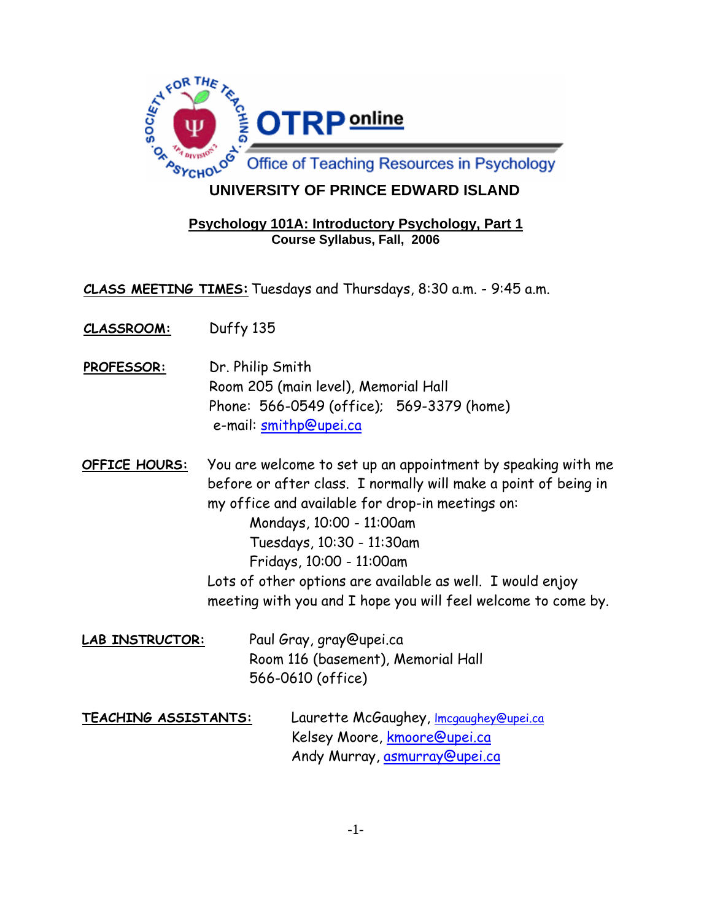# UNIVERSITY OF PRINCE EDWARD ISLAND

## Psychology 101A: Introductory Psychology, Part 1

**Course Syllabus, Fall, 2006**

**CLASS MEETING TIMES:** Tuesdays and Thursdays, 8:30 a.m. - 9:45 a.m.

**CLASSROOM:** Duffy 135

**PROFESSOR:** Dr. Philip Smith
Room 205 (main level), Memorial Hall
Phone: 566-0549 (office); 569-3379 (home)
e-mail: smithp@upei.ca

**OFFICE HOURS:** You are welcome to set up an appointment by speaking with me before or after class. I normally will make a point of being in my office and available for drop-in meetings on:

Mondays, 10:00 - 11:00am
Tuesdays, 10:30 - 11:30am
Fridays, 10:00 - 11:00am

Lots of other options are available as well. I would enjoy meeting with you and I hope you will feel welcome to come by.

**LAB INSTRUCTOR:** Paul Gray, gray@upei.ca
Room 116 (basement), Memorial Hall
566-0610 (office)

**TEACHING ASSISTANTS:** Laurette McGaughey, lmcgaughey@upei.ca
Kelsey Moore, kmoore@upei.ca
Andy Murray, asmurray@upei.ca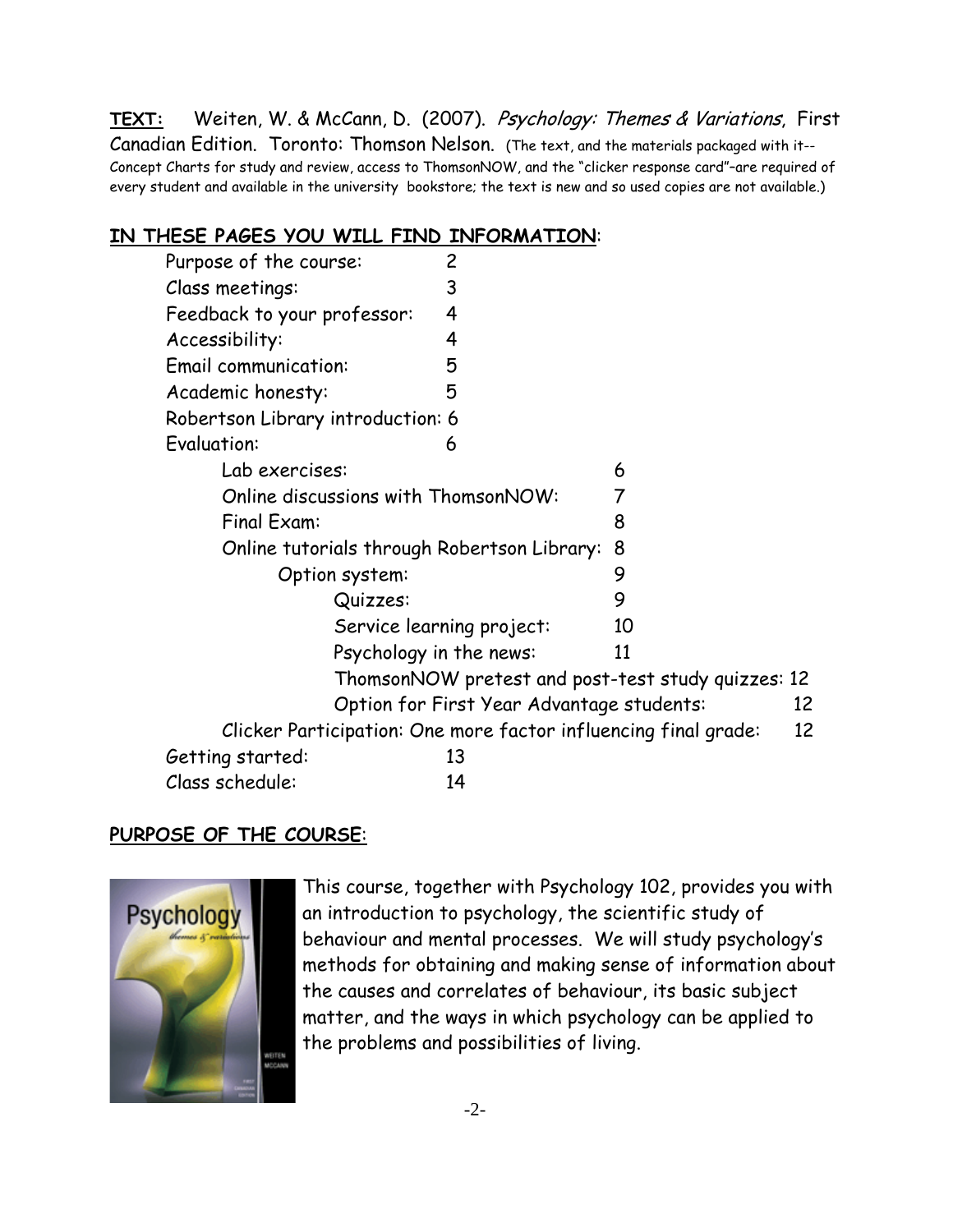**TEXT:** Weiten, W. & McCann, D. (2007). *Psychology: Themes & Variations*, First Canadian Edition. Toronto: Thomson Nelson. (The text, and the materials packaged with it--Concept Charts for study and review, access to ThomsonNOW, and the "clicker response card"–are required of every student and available in the university bookstore; the text is new and so used copies are not available.)

**IN THESE PAGES YOU WILL FIND INFORMATION:**

- Purpose of the course: 2
- Class meetings: 3
- Feedback to your professor: 4
- Accessibility: 4
- Email communication: 5
- Academic honesty: 5
- Robertson Library introduction: 6
- Evaluation: 6
  - Lab exercises: 6
  - Online discussions with ThomsonNOW: 7
  - Final Exam: 8
  - Online tutorials through Robertson Library: 8
    - Option system: 9
      - Quizzes: 9
      - Service learning project: 10
      - Psychology in the news: 11
      - ThomsonNOW pretest and post-test study quizzes: 12
      - Option for First Year Advantage students: 12
  - Clicker Participation: One more factor influencing final grade: 12
- Getting started: 13
- Class schedule: 14

**PURPOSE OF THE COURSE:**

This course, together with Psychology 102, provides you with an introduction to psychology, the scientific study of behaviour and mental processes. We will study psychology's methods for obtaining and making sense of information about the causes and correlates of behaviour, its basic subject matter, and the ways in which psychology can be applied to the problems and possibilities of living.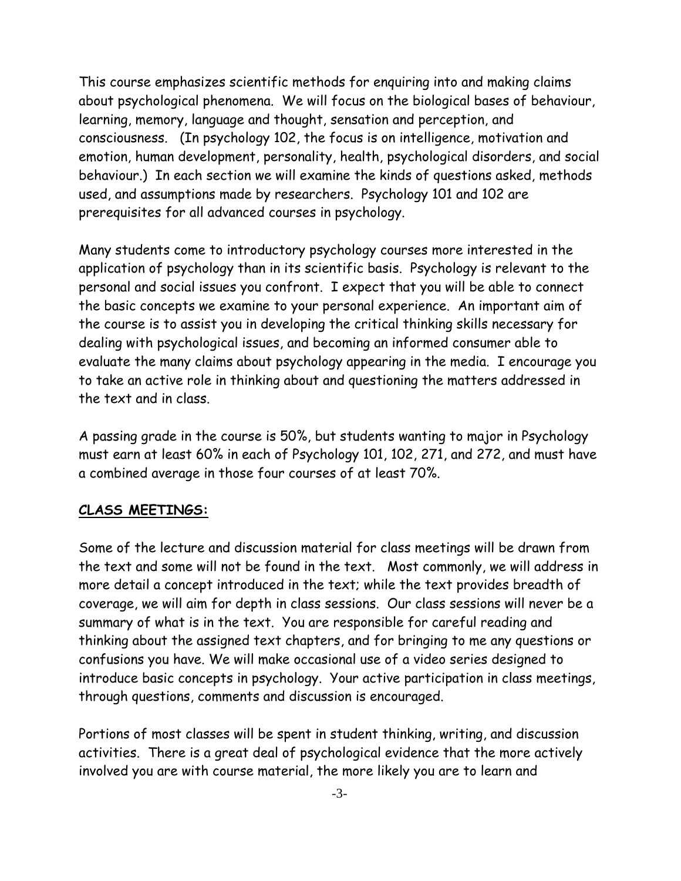This course emphasizes scientific methods for enquiring into and making claims about psychological phenomena. We will focus on the biological bases of behaviour, learning, memory, language and thought, sensation and perception, and consciousness. (In psychology 102, the focus is on intelligence, motivation and emotion, human development, personality, health, psychological disorders, and social behaviour.) In each section we will examine the kinds of questions asked, methods used, and assumptions made by researchers. Psychology 101 and 102 are prerequisites for all advanced courses in psychology.

Many students come to introductory psychology courses more interested in the application of psychology than in its scientific basis. Psychology is relevant to the personal and social issues you confront. I expect that you will be able to connect the basic concepts we examine to your personal experience. An important aim of the course is to assist you in developing the critical thinking skills necessary for dealing with psychological issues, and becoming an informed consumer able to evaluate the many claims about psychology appearing in the media. I encourage you to take an active role in thinking about and questioning the matters addressed in the text and in class.

A passing grade in the course is 50%, but students wanting to major in Psychology must earn at least 60% in each of Psychology 101, 102, 271, and 272, and must have a combined average in those four courses of at least 70%.

## CLASS MEETINGS:

Some of the lecture and discussion material for class meetings will be drawn from the text and some will not be found in the text. Most commonly, we will address in more detail a concept introduced in the text; while the text provides breadth of coverage, we will aim for depth in class sessions. Our class sessions will never be a summary of what is in the text. You are responsible for careful reading and thinking about the assigned text chapters, and for bringing to me any questions or confusions you have. We will make occasional use of a video series designed to introduce basic concepts in psychology. Your active participation in class meetings, through questions, comments and discussion is encouraged.

Portions of most classes will be spent in student thinking, writing, and discussion activities. There is a great deal of psychological evidence that the more actively involved you are with course material, the more likely you are to learn and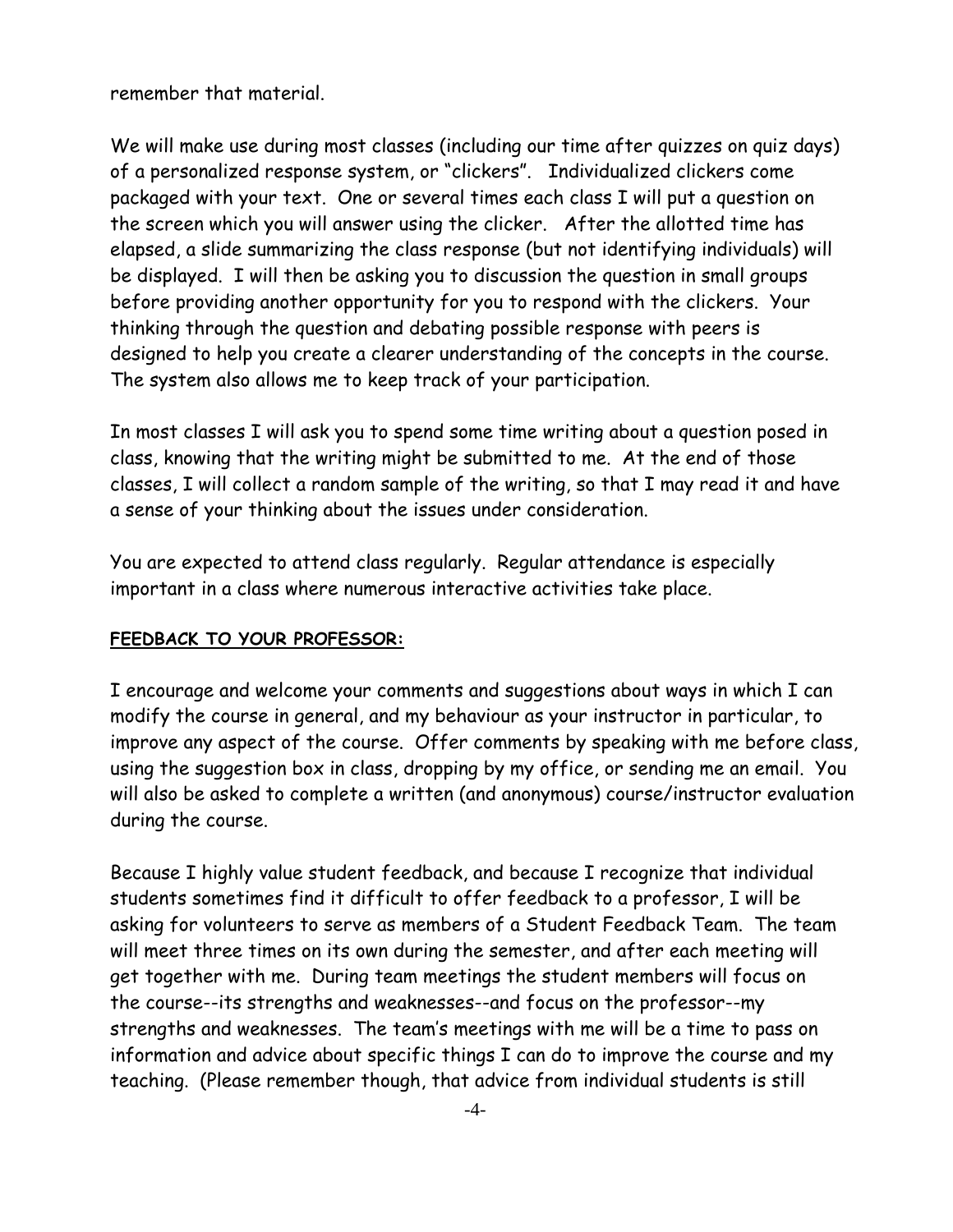remember that material.

We will make use during most classes (including our time after quizzes on quiz days) of a personalized response system, or “clickers”. Individualized clickers come packaged with your text. One or several times each class I will put a question on the screen which you will answer using the clicker. After the allotted time has elapsed, a slide summarizing the class response (but not identifying individuals) will be displayed. I will then be asking you to discussion the question in small groups before providing another opportunity for you to respond with the clickers. Your thinking through the question and debating possible response with peers is designed to help you create a clearer understanding of the concepts in the course. The system also allows me to keep track of your participation.

In most classes I will ask you to spend some time writing about a question posed in class, knowing that the writing might be submitted to me. At the end of those classes, I will collect a random sample of the writing, so that I may read it and have a sense of your thinking about the issues under consideration.

You are expected to attend class regularly. Regular attendance is especially important in a class where numerous interactive activities take place.

**FEEDBACK TO YOUR PROFESSOR:**

I encourage and welcome your comments and suggestions about ways in which I can modify the course in general, and my behaviour as your instructor in particular, to improve any aspect of the course. Offer comments by speaking with me before class, using the suggestion box in class, dropping by my office, or sending me an email. You will also be asked to complete a written (and anonymous) course/instructor evaluation during the course.

Because I highly value student feedback, and because I recognize that individual students sometimes find it difficult to offer feedback to a professor, I will be asking for volunteers to serve as members of a Student Feedback Team. The team will meet three times on its own during the semester, and after each meeting will get together with me. During team meetings the student members will focus on the course--its strengths and weaknesses--and focus on the professor--my strengths and weaknesses. The team’s meetings with me will be a time to pass on information and advice about specific things I can do to improve the course and my teaching. (Please remember though, that advice from individual students is still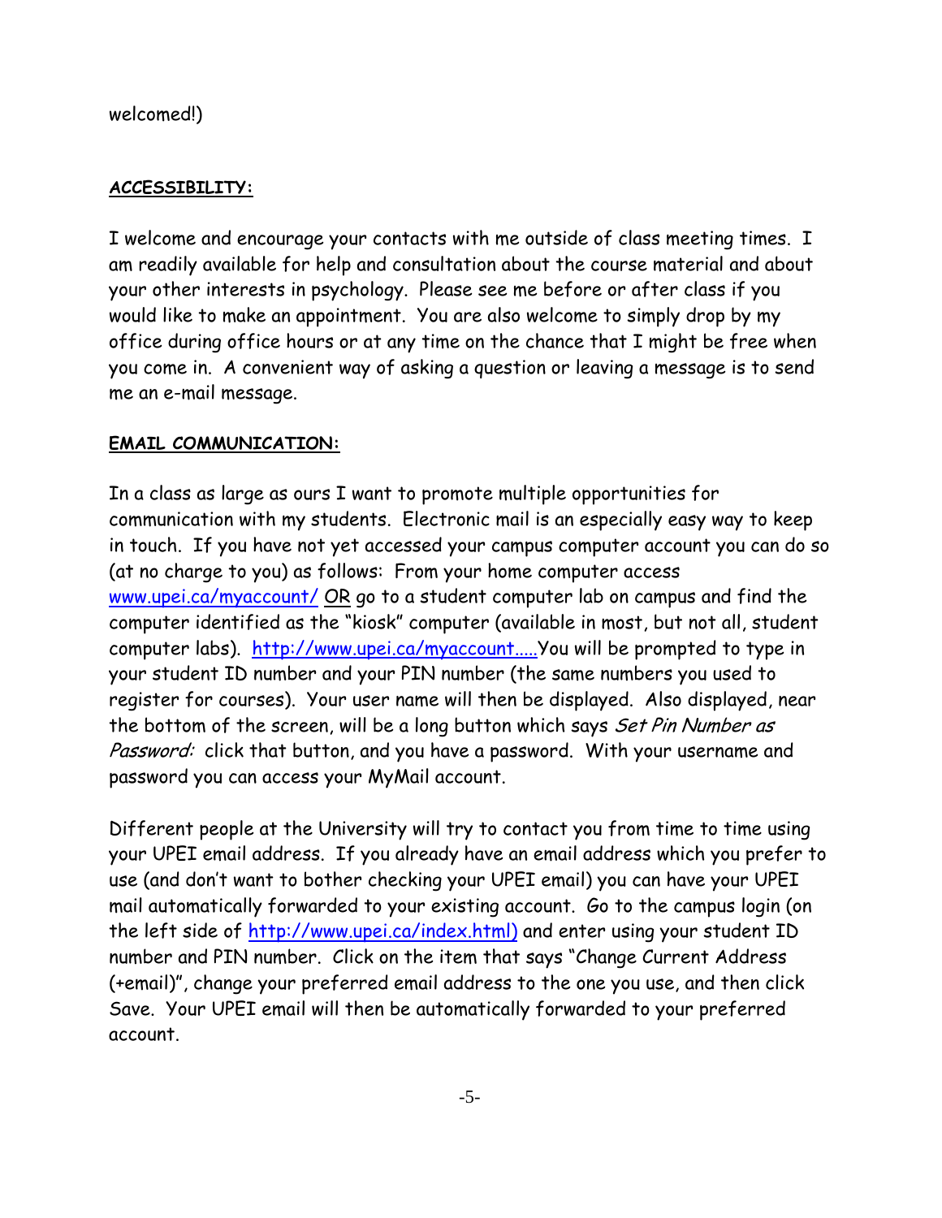welcomed!)

**ACCESSIBILITY:**

I welcome and encourage your contacts with me outside of class meeting times. I am readily available for help and consultation about the course material and about your other interests in psychology. Please see me before or after class if you would like to make an appointment. You are also welcome to simply drop by my office during office hours or at any time on the chance that I might be free when you come in. A convenient way of asking a question or leaving a message is to send me an e-mail message.

**EMAIL COMMUNICATION:**

In a class as large as ours I want to promote multiple opportunities for communication with my students. Electronic mail is an especially easy way to keep in touch. If you have not yet accessed your campus computer account you can do so (at no charge to you) as follows: From your home computer access www.upei.ca/myaccount/ OR go to a student computer lab on campus and find the computer identified as the "kiosk" computer (available in most, but not all, student computer labs). http://www.upei.ca/myaccount.....You will be prompted to type in your student ID number and your PIN number (the same numbers you used to register for courses). Your user name will then be displayed. Also displayed, near the bottom of the screen, will be a long button which says *Set Pin Number as Password:* click that button, and you have a password. With your username and password you can access your MyMail account.

Different people at the University will try to contact you from time to time using your UPEI email address. If you already have an email address which you prefer to use (and don't want to bother checking your UPEI email) you can have your UPEI mail automatically forwarded to your existing account. Go to the campus login (on the left side of http://www.upei.ca/index.html) and enter using your student ID number and PIN number. Click on the item that says "Change Current Address (+email)", change your preferred email address to the one you use, and then click Save. Your UPEI email will then be automatically forwarded to your preferred account.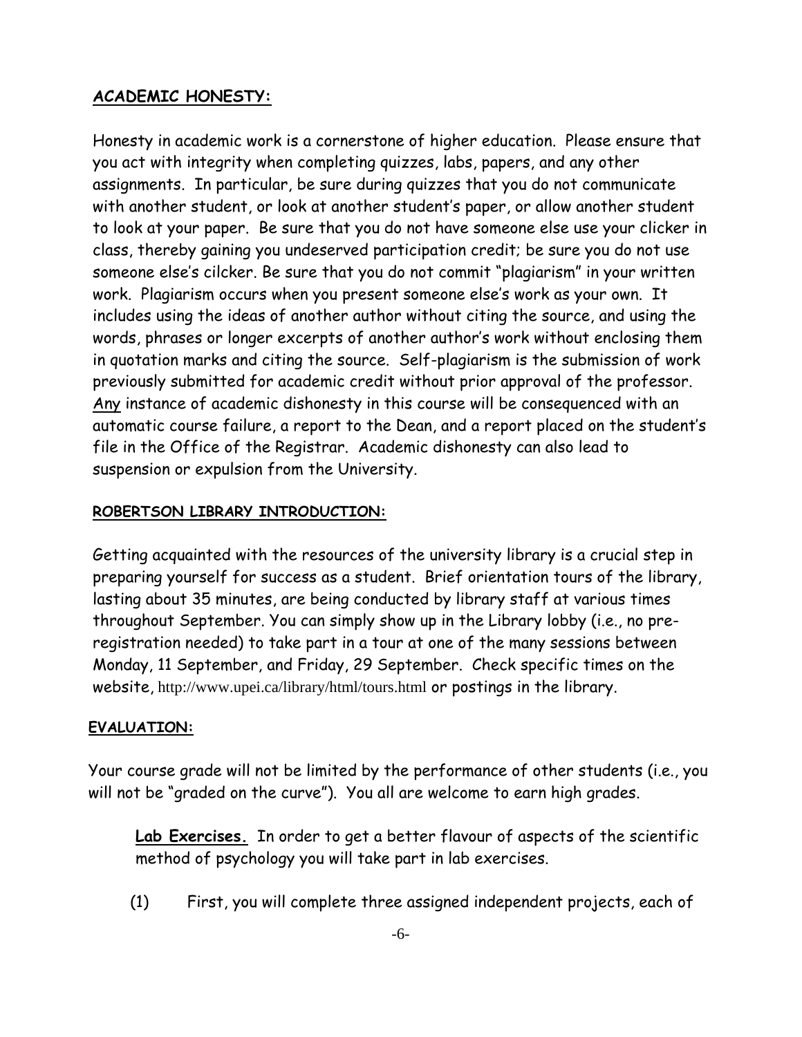## **ACADEMIC HONESTY:**

Honesty in academic work is a cornerstone of higher education. Please ensure that you act with integrity when completing quizzes, labs, papers, and any other assignments. In particular, be sure during quizzes that you do not communicate with another student, or look at another student's paper, or allow another student to look at your paper. Be sure that you do not have someone else use your clicker in class, thereby gaining you undeserved participation credit; be sure you do not use someone else's cilcker. Be sure that you do not commit "plagiarism" in your written work. Plagiarism occurs when you present someone else's work as your own. It includes using the ideas of another author without citing the source, and using the words, phrases or longer excerpts of another author's work without enclosing them in quotation marks and citing the source. Self-plagiarism is the submission of work previously submitted for academic credit without prior approval of the professor. Any instance of academic dishonesty in this course will be consequenced with an automatic course failure, a report to the Dean, and a report placed on the student's file in the Office of the Registrar. Academic dishonesty can also lead to suspension or expulsion from the University.

## **ROBERTSON LIBRARY INTRODUCTION:**

Getting acquainted with the resources of the university library is a crucial step in preparing yourself for success as a student. Brief orientation tours of the library, lasting about 35 minutes, are being conducted by library staff at various times throughout September. You can simply show up in the Library lobby (i.e., no pre-registration needed) to take part in a tour at one of the many sessions between Monday, 11 September, and Friday, 29 September. Check specific times on the website, http://www.upei.ca/library/html/tours.html or postings in the library.

## **EVALUATION:**

Your course grade will not be limited by the performance of other students (i.e., you will not be "graded on the curve"). You all are welcome to earn high grades.

**Lab Exercises.** In order to get a better flavour of aspects of the scientific method of psychology you will take part in lab exercises.

(1) First, you will complete three assigned independent projects, each of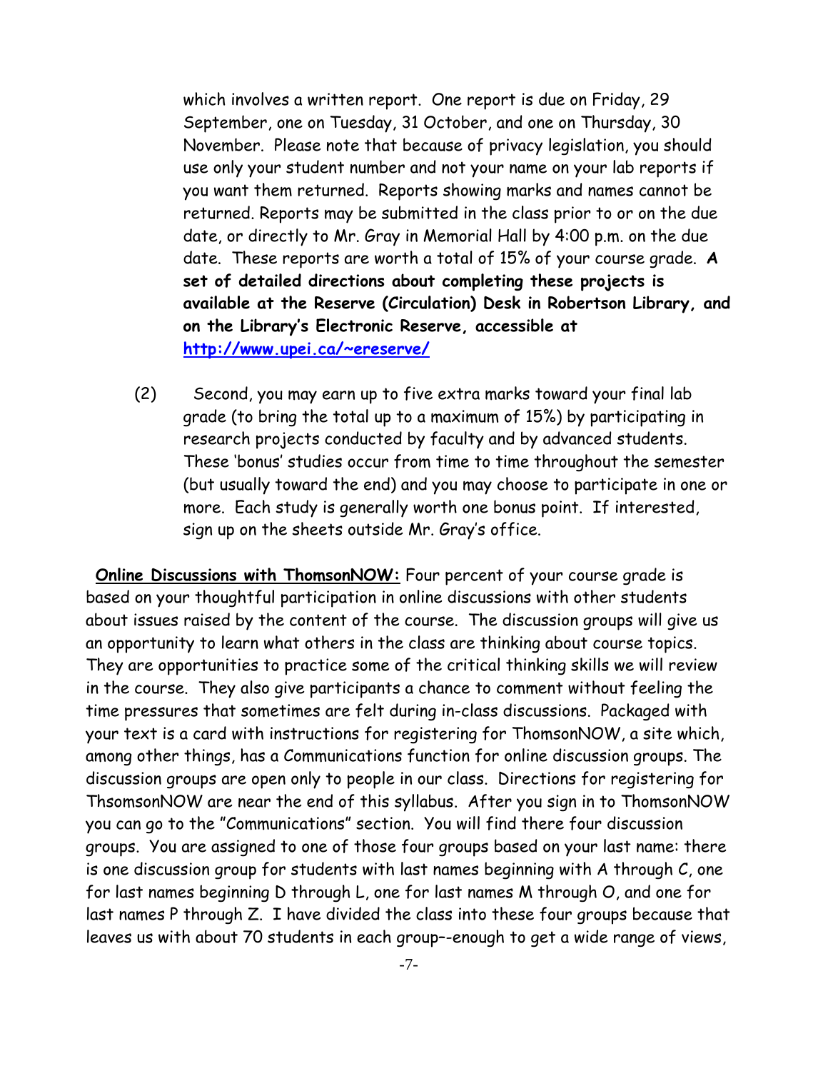which involves a written report. One report is due on Friday, 29 September, one on Tuesday, 31 October, and one on Thursday, 30 November. Please note that because of privacy legislation, you should use only your student number and not your name on your lab reports if you want them returned. Reports showing marks and names cannot be returned. Reports may be submitted in the class prior to or on the due date, or directly to Mr. Gray in Memorial Hall by 4:00 p.m. on the due date. These reports are worth a total of 15% of your course grade. **A set of detailed directions about completing these projects is available at the Reserve (Circulation) Desk in Robertson Library, and on the Library's Electronic Reserve, accessible at [http://www.upei.ca/~ereserve/](http://www.upei.ca/~ereserve/)**

(2) Second, you may earn up to five extra marks toward your final lab grade (to bring the total up to a maximum of 15%) by participating in research projects conducted by faculty and by advanced students. These 'bonus' studies occur from time to time throughout the semester (but usually toward the end) and you may choose to participate in one or more. Each study is generally worth one bonus point. If interested, sign up on the sheets outside Mr. Gray's office.

**Online Discussions with ThomsonNOW:** Four percent of your course grade is based on your thoughtful participation in online discussions with other students about issues raised by the content of the course. The discussion groups will give us an opportunity to learn what others in the class are thinking about course topics. They are opportunities to practice some of the critical thinking skills we will review in the course. They also give participants a chance to comment without feeling the time pressures that sometimes are felt during in-class discussions. Packaged with your text is a card with instructions for registering for ThomsonNOW, a site which, among other things, has a Communications function for online discussion groups. The discussion groups are open only to people in our class. Directions for registering for ThsomsonNOW are near the end of this syllabus. After you sign in to ThomsonNOW you can go to the "Communications" section. You will find there four discussion groups. You are assigned to one of those four groups based on your last name: there is one discussion group for students with last names beginning with A through C, one for last names beginning D through L, one for last names M through O, and one for last names P through Z. I have divided the class into these four groups because that leaves us with about 70 students in each group–-enough to get a wide range of views,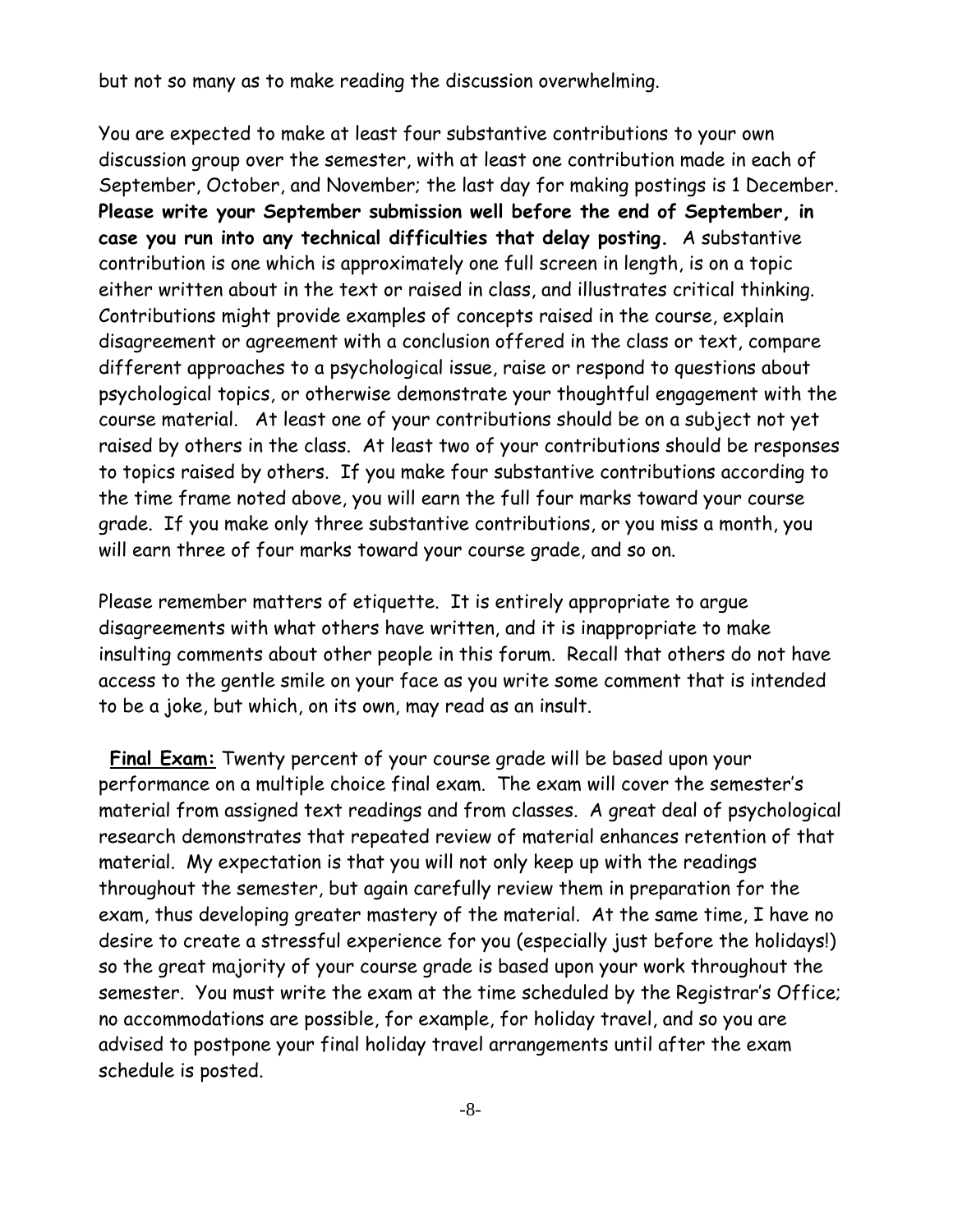but not so many as to make reading the discussion overwhelming.

You are expected to make at least four substantive contributions to your own discussion group over the semester, with at least one contribution made in each of September, October, and November; the last day for making postings is 1 December. **Please write your September submission well before the end of September, in case you run into any technical difficulties that delay posting.** A substantive contribution is one which is approximately one full screen in length, is on a topic either written about in the text or raised in class, and illustrates critical thinking. Contributions might provide examples of concepts raised in the course, explain disagreement or agreement with a conclusion offered in the class or text, compare different approaches to a psychological issue, raise or respond to questions about psychological topics, or otherwise demonstrate your thoughtful engagement with the course material. At least one of your contributions should be on a subject not yet raised by others in the class. At least two of your contributions should be responses to topics raised by others. If you make four substantive contributions according to the time frame noted above, you will earn the full four marks toward your course grade. If you make only three substantive contributions, or you miss a month, you will earn three of four marks toward your course grade, and so on.

Please remember matters of etiquette. It is entirely appropriate to argue disagreements with what others have written, and it is inappropriate to make insulting comments about other people in this forum. Recall that others do not have access to the gentle smile on your face as you write some comment that is intended to be a joke, but which, on its own, may read as an insult.

**Final Exam:** Twenty percent of your course grade will be based upon your performance on a multiple choice final exam. The exam will cover the semester's material from assigned text readings and from classes. A great deal of psychological research demonstrates that repeated review of material enhances retention of that material. My expectation is that you will not only keep up with the readings throughout the semester, but again carefully review them in preparation for the exam, thus developing greater mastery of the material. At the same time, I have no desire to create a stressful experience for you (especially just before the holidays!) so the great majority of your course grade is based upon your work throughout the semester. You must write the exam at the time scheduled by the Registrar's Office; no accommodations are possible, for example, for holiday travel, and so you are advised to postpone your final holiday travel arrangements until after the exam schedule is posted.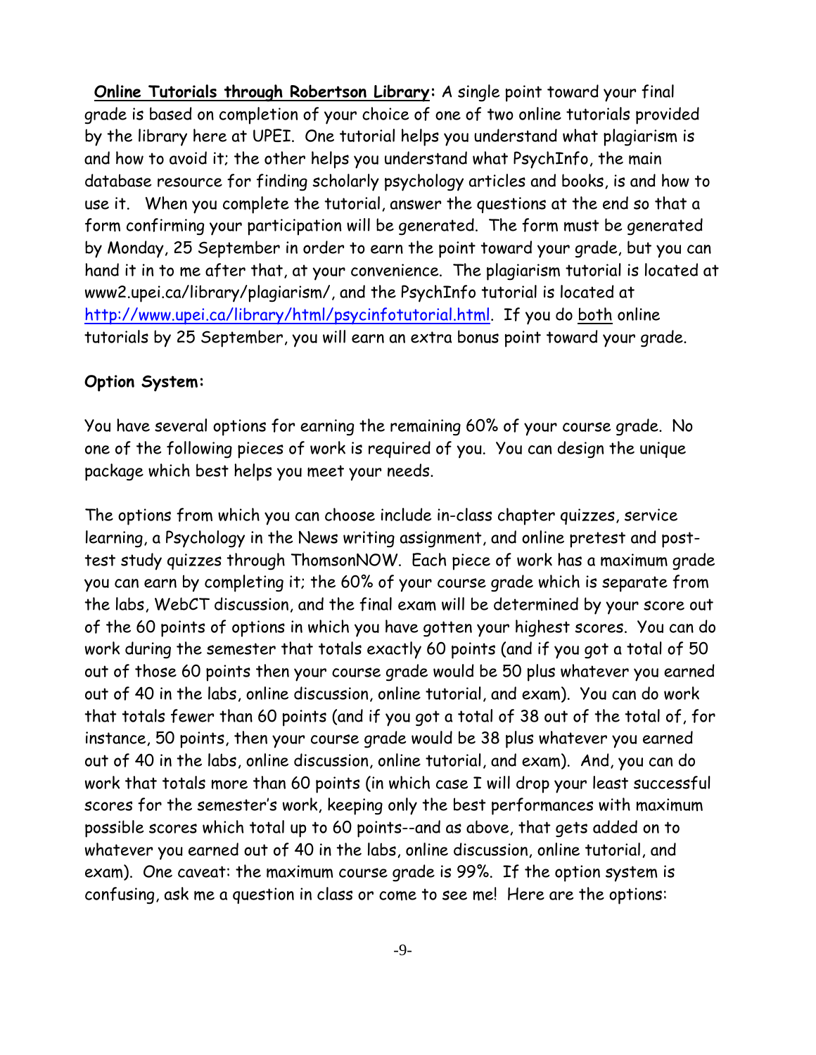**Online Tutorials through Robertson Library:** A single point toward your final grade is based on completion of your choice of one of two online tutorials provided by the library here at UPEI. One tutorial helps you understand what plagiarism is and how to avoid it; the other helps you understand what PsychInfo, the main database resource for finding scholarly psychology articles and books, is and how to use it. When you complete the tutorial, answer the questions at the end so that a form confirming your participation will be generated. The form must be generated by Monday, 25 September in order to earn the point toward your grade, but you can hand it in to me after that, at your convenience. The plagiarism tutorial is located at www2.upei.ca/library/plagiarism/, and the PsychInfo tutorial is located at http://www.upei.ca/library/html/psycinfotutorial.html. If you do both online tutorials by 25 September, you will earn an extra bonus point toward your grade.

**Option System:**

You have several options for earning the remaining 60% of your course grade. No one of the following pieces of work is required of you. You can design the unique package which best helps you meet your needs.

The options from which you can choose include in-class chapter quizzes, service learning, a Psychology in the News writing assignment, and online pretest and post-test study quizzes through ThomsonNOW. Each piece of work has a maximum grade you can earn by completing it; the 60% of your course grade which is separate from the labs, WebCT discussion, and the final exam will be determined by your score out of the 60 points of options in which you have gotten your highest scores. You can do work during the semester that totals exactly 60 points (and if you got a total of 50 out of those 60 points then your course grade would be 50 plus whatever you earned out of 40 in the labs, online discussion, online tutorial, and exam). You can do work that totals fewer than 60 points (and if you got a total of 38 out of the total of, for instance, 50 points, then your course grade would be 38 plus whatever you earned out of 40 in the labs, online discussion, online tutorial, and exam). And, you can do work that totals more than 60 points (in which case I will drop your least successful scores for the semester's work, keeping only the best performances with maximum possible scores which total up to 60 points--and as above, that gets added on to whatever you earned out of 40 in the labs, online discussion, online tutorial, and exam). One caveat: the maximum course grade is 99%. If the option system is confusing, ask me a question in class or come to see me! Here are the options: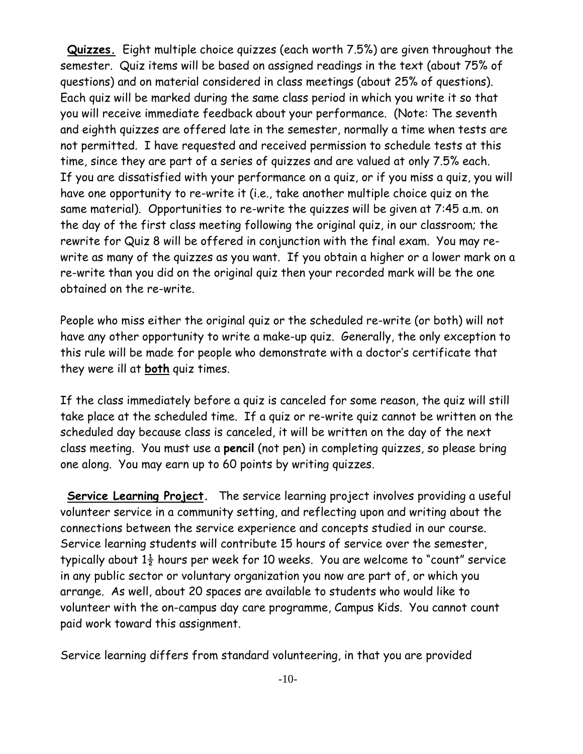**<u>Quizzes.</u>** Eight multiple choice quizzes (each worth 7.5%) are given throughout the semester. Quiz items will be based on assigned readings in the text (about 75% of questions) and on material considered in class meetings (about 25% of questions). Each quiz will be marked during the same class period in which you write it so that you will receive immediate feedback about your performance. (Note: The seventh and eighth quizzes are offered late in the semester, normally a time when tests are not permitted. I have requested and received permission to schedule tests at this time, since they are part of a series of quizzes and are valued at only 7.5% each. If you are dissatisfied with your performance on a quiz, or if you miss a quiz, you will have one opportunity to re-write it (i.e., take another multiple choice quiz on the same material). Opportunities to re-write the quizzes will be given at 7:45 a.m. on the day of the first class meeting following the original quiz, in our classroom; the rewrite for Quiz 8 will be offered in conjunction with the final exam. You may re-write as many of the quizzes as you want. If you obtain a higher or a lower mark on a re-write than you did on the original quiz then your recorded mark will be the one obtained on the re-write.

People who miss either the original quiz or the scheduled re-write (or both) will not have any other opportunity to write a make-up quiz. Generally, the only exception to this rule will be made for people who demonstrate with a doctor's certificate that they were ill at **<u>both</u>** quiz times.

If the class immediately before a quiz is canceled for some reason, the quiz will still take place at the scheduled time. If a quiz or re-write quiz cannot be written on the scheduled day because class is canceled, it will be written on the day of the next class meeting. You must use a **pencil** (not pen) in completing quizzes, so please bring one along. You may earn up to 60 points by writing quizzes.

**<u>Service Learning Project</u>.** The service learning project involves providing a useful volunteer service in a community setting, and reflecting upon and writing about the connections between the service experience and concepts studied in our course. Service learning students will contribute 15 hours of service over the semester, typically about 1½ hours per week for 10 weeks. You are welcome to "count" service in any public sector or voluntary organization you now are part of, or which you arrange. As well, about 20 spaces are available to students who would like to volunteer with the on-campus day care programme, Campus Kids. You cannot count paid work toward this assignment.

Service learning differs from standard volunteering, in that you are provided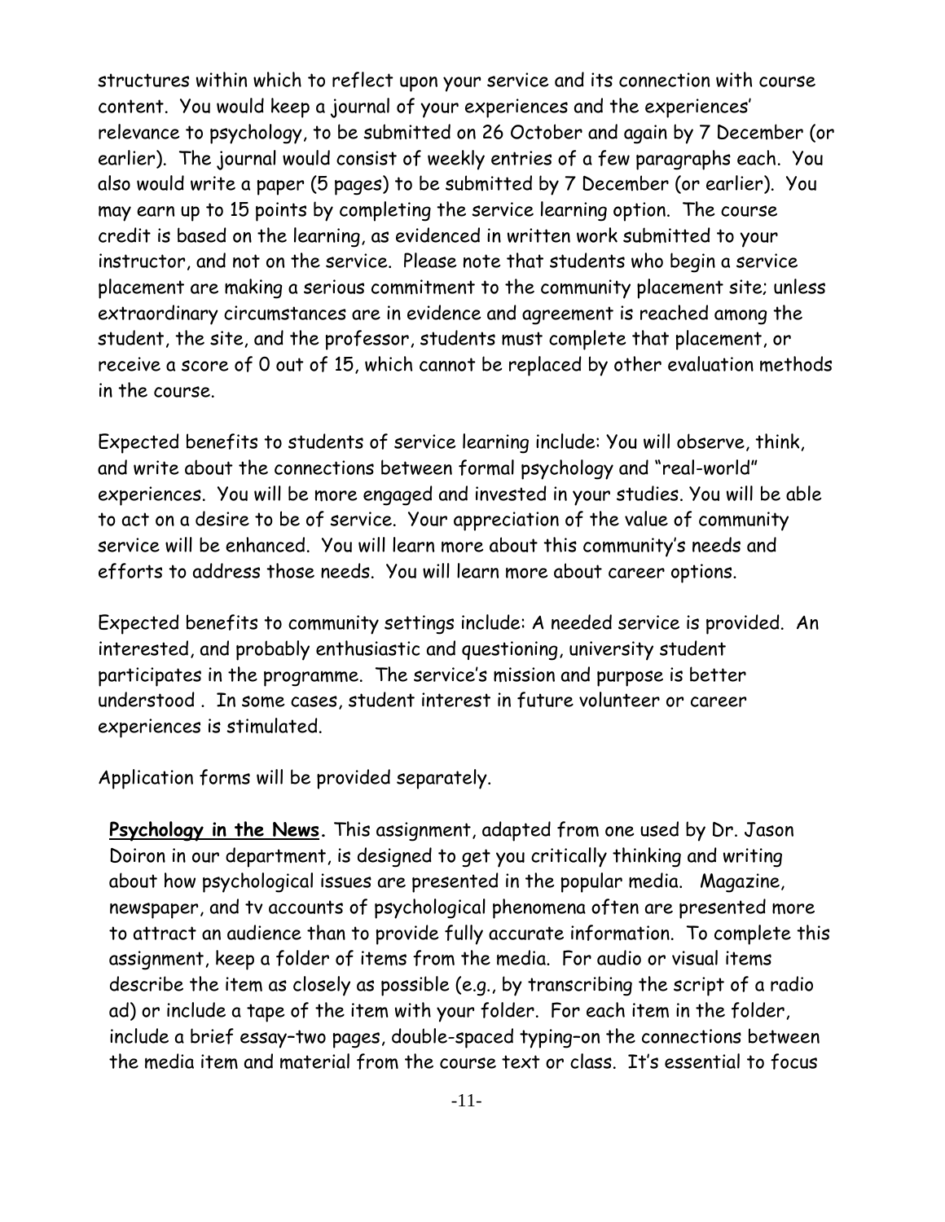structures within which to reflect upon your service and its connection with course content. You would keep a journal of your experiences and the experiences' relevance to psychology, to be submitted on 26 October and again by 7 December (or earlier). The journal would consist of weekly entries of a few paragraphs each. You also would write a paper (5 pages) to be submitted by 7 December (or earlier). You may earn up to 15 points by completing the service learning option. The course credit is based on the learning, as evidenced in written work submitted to your instructor, and not on the service. Please note that students who begin a service placement are making a serious commitment to the community placement site; unless extraordinary circumstances are in evidence and agreement is reached among the student, the site, and the professor, students must complete that placement, or receive a score of 0 out of 15, which cannot be replaced by other evaluation methods in the course.

Expected benefits to students of service learning include: You will observe, think, and write about the connections between formal psychology and "real-world" experiences. You will be more engaged and invested in your studies. You will be able to act on a desire to be of service. Your appreciation of the value of community service will be enhanced. You will learn more about this community's needs and efforts to address those needs. You will learn more about career options.

Expected benefits to community settings include: A needed service is provided. An interested, and probably enthusiastic and questioning, university student participates in the programme. The service's mission and purpose is better understood . In some cases, student interest in future volunteer or career experiences is stimulated.

Application forms will be provided separately.

**Psychology in the News.** This assignment, adapted from one used by Dr. Jason Doiron in our department, is designed to get you critically thinking and writing about how psychological issues are presented in the popular media. Magazine, newspaper, and tv accounts of psychological phenomena often are presented more to attract an audience than to provide fully accurate information. To complete this assignment, keep a folder of items from the media. For audio or visual items describe the item as closely as possible (e.g., by transcribing the script of a radio ad) or include a tape of the item with your folder. For each item in the folder, include a brief essay–two pages, double-spaced typing–on the connections between the media item and material from the course text or class. It's essential to focus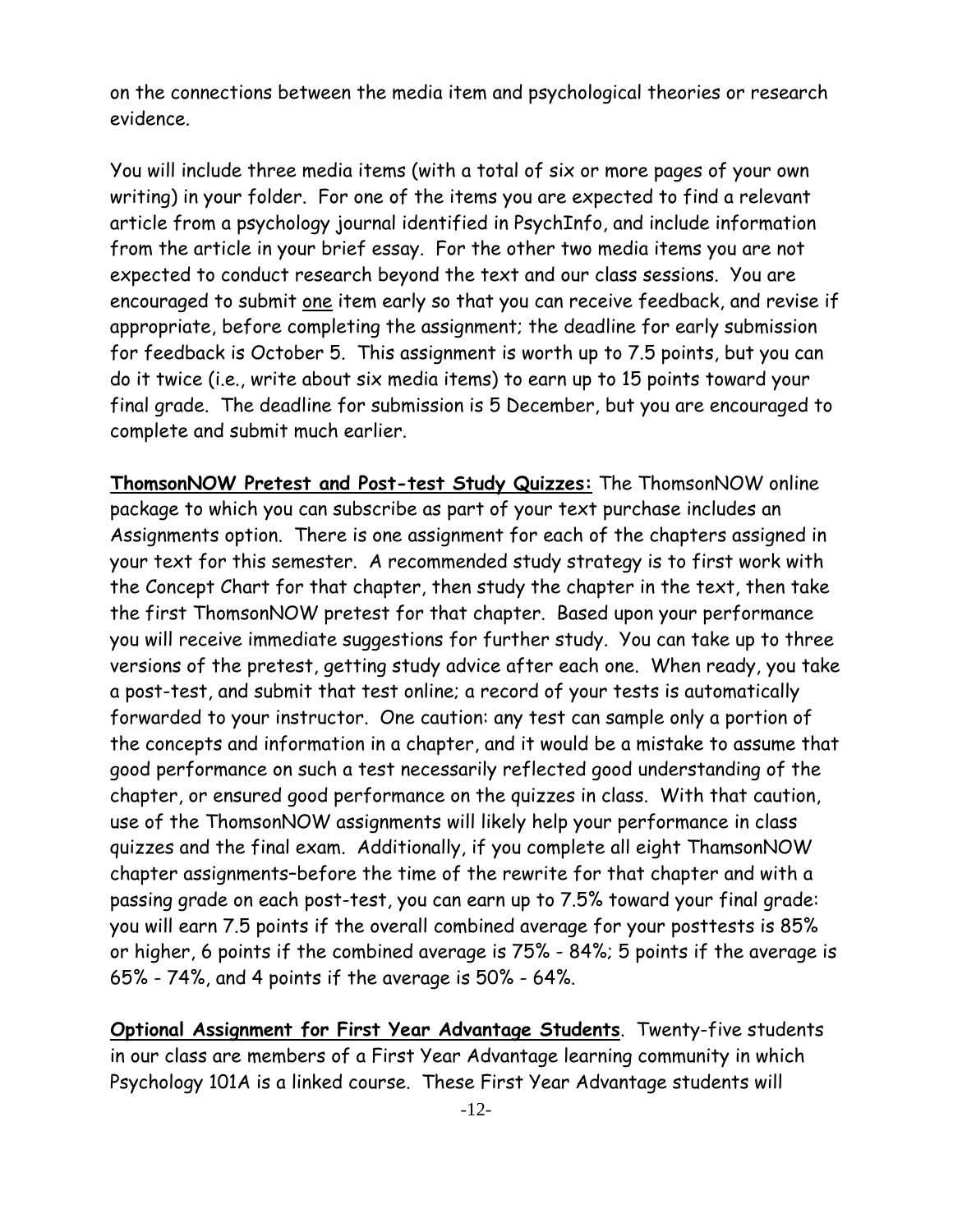on the connections between the media item and psychological theories or research evidence.

You will include three media items (with a total of six or more pages of your own writing) in your folder. For one of the items you are expected to find a relevant article from a psychology journal identified in PsychInfo, and include information from the article in your brief essay. For the other two media items you are not expected to conduct research beyond the text and our class sessions. You are encouraged to submit one item early so that you can receive feedback, and revise if appropriate, before completing the assignment; the deadline for early submission for feedback is October 5. This assignment is worth up to 7.5 points, but you can do it twice (i.e., write about six media items) to earn up to 15 points toward your final grade. The deadline for submission is 5 December, but you are encouraged to complete and submit much earlier.

**ThomsonNOW Pretest and Post-test Study Quizzes:** The ThomsonNOW online package to which you can subscribe as part of your text purchase includes an Assignments option. There is one assignment for each of the chapters assigned in your text for this semester. A recommended study strategy is to first work with the Concept Chart for that chapter, then study the chapter in the text, then take the first ThomsonNOW pretest for that chapter. Based upon your performance you will receive immediate suggestions for further study. You can take up to three versions of the pretest, getting study advice after each one. When ready, you take a post-test, and submit that test online; a record of your tests is automatically forwarded to your instructor. One caution: any test can sample only a portion of the concepts and information in a chapter, and it would be a mistake to assume that good performance on such a test necessarily reflected good understanding of the chapter, or ensured good performance on the quizzes in class. With that caution, use of the ThomsonNOW assignments will likely help your performance in class quizzes and the final exam. Additionally, if you complete all eight ThamsonNOW chapter assignments–before the time of the rewrite for that chapter and with a passing grade on each post-test, you can earn up to 7.5% toward your final grade: you will earn 7.5 points if the overall combined average for your posttests is 85% or higher, 6 points if the combined average is 75% - 84%; 5 points if the average is 65% - 74%, and 4 points if the average is 50% - 64%.

**Optional Assignment for First Year Advantage Students**. Twenty-five students in our class are members of a First Year Advantage learning community in which Psychology 101A is a linked course. These First Year Advantage students will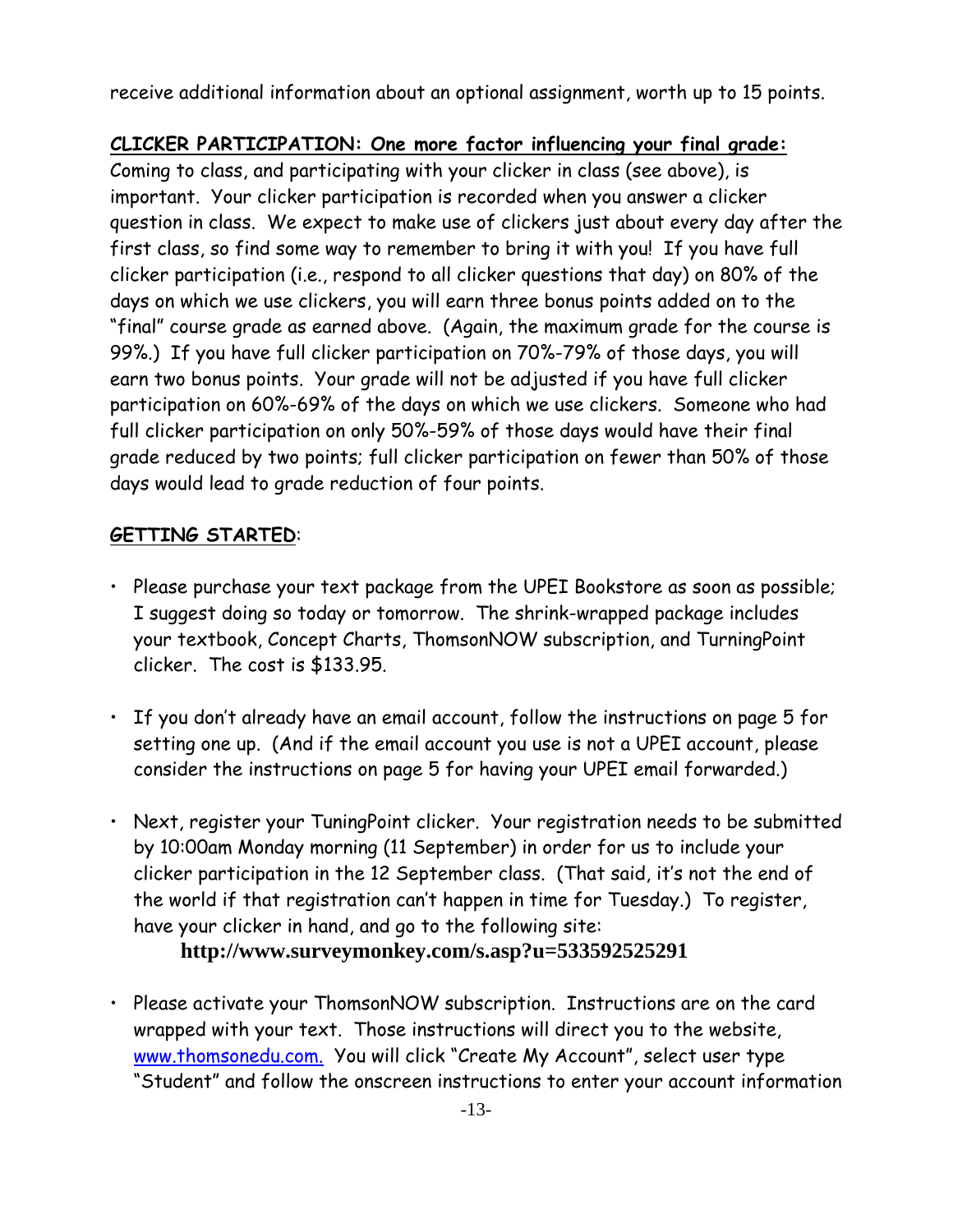receive additional information about an optional assignment, worth up to 15 points.

**CLICKER PARTICIPATION: One more factor influencing your final grade:**
Coming to class, and participating with your clicker in class (see above), is important. Your clicker participation is recorded when you answer a clicker question in class. We expect to make use of clickers just about every day after the first class, so find some way to remember to bring it with you! If you have full clicker participation (i.e., respond to all clicker questions that day) on 80% of the days on which we use clickers, you will earn three bonus points added on to the "final" course grade as earned above. (Again, the maximum grade for the course is 99%.) If you have full clicker participation on 70%-79% of those days, you will earn two bonus points. Your grade will not be adjusted if you have full clicker participation on 60%-69% of the days on which we use clickers. Someone who had full clicker participation on only 50%-59% of those days would have their final grade reduced by two points; full clicker participation on fewer than 50% of those days would lead to grade reduction of four points.

**GETTING STARTED**:

- Please purchase your text package from the UPEI Bookstore as soon as possible; I suggest doing so today or tomorrow. The shrink-wrapped package includes your textbook, Concept Charts, ThomsonNOW subscription, and TurningPoint clicker. The cost is $133.95.

- If you don't already have an email account, follow the instructions on page 5 for setting one up. (And if the email account you use is not a UPEI account, please consider the instructions on page 5 for having your UPEI email forwarded.)

- Next, register your TuningPoint clicker. Your registration needs to be submitted by 10:00am Monday morning (11 September) in order for us to include your clicker participation in the 12 September class. (That said, it's not the end of the world if that registration can't happen in time for Tuesday.) To register, have your clicker in hand, and go to the following site:
  **http://www.surveymonkey.com/s.asp?u=533592525291**

- Please activate your ThomsonNOW subscription. Instructions are on the card wrapped with your text. Those instructions will direct you to the website, www.thomsonedu.com. You will click "Create My Account", select user type "Student" and follow the onscreen instructions to enter your account information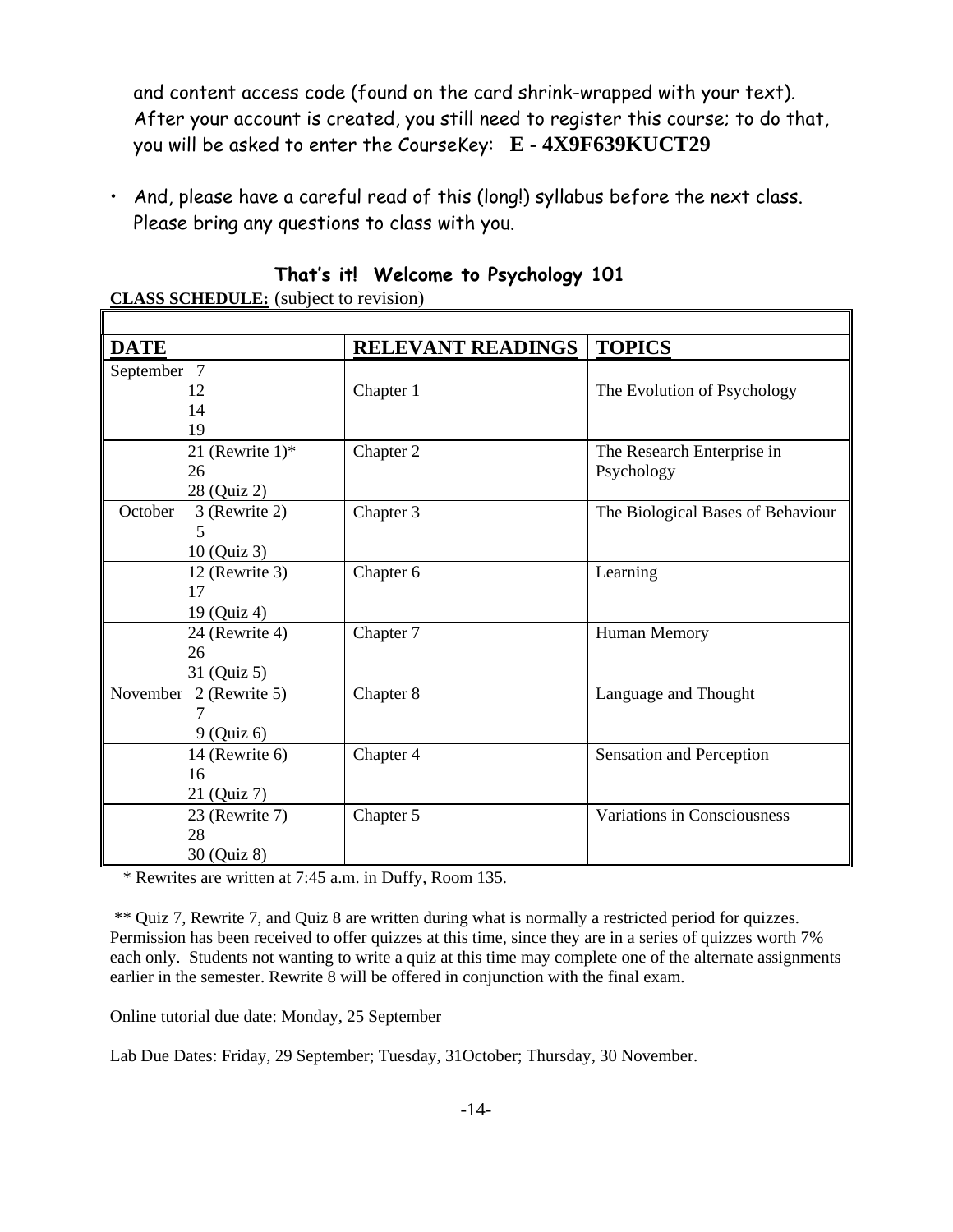and content access code (found on the card shrink-wrapped with your text). After your account is created, you still need to register this course; to do that, you will be asked to enter the CourseKey: **E - 4X9F639KUCT29**

- And, please have a careful read of this (long!) syllabus before the next class. Please bring any questions to class with you.

## That's it! Welcome to Psychology 101

**CLASS SCHEDULE:** (subject to revision)

| DATE | RELEVANT READINGS | TOPICS |
|---|---|---|
| September 7<br>12<br>14<br>19 | Chapter 1 | The Evolution of Psychology |
| 21 (Rewrite 1)*<br>26<br>28 (Quiz 2) | Chapter 2 | The Research Enterprise in Psychology |
| October 3 (Rewrite 2)<br>5<br>10 (Quiz 3) | Chapter 3 | The Biological Bases of Behaviour |
| 12 (Rewrite 3)<br>17<br>19 (Quiz 4) | Chapter 6 | Learning |
| 24 (Rewrite 4)<br>26<br>31 (Quiz 5) | Chapter 7 | Human Memory |
| November 2 (Rewrite 5)<br>7<br>9 (Quiz 6) | Chapter 8 | Language and Thought |
| 14 (Rewrite 6)<br>16<br>21 (Quiz 7) | Chapter 4 | Sensation and Perception |
| 23 (Rewrite 7)<br>28<br>30 (Quiz 8) | Chapter 5 | Variations in Consciousness |

\* Rewrites are written at 7:45 a.m. in Duffy, Room 135.

** Quiz 7, Rewrite 7, and Quiz 8 are written during what is normally a restricted period for quizzes. Permission has been received to offer quizzes at this time, since they are in a series of quizzes worth 7% each only. Students not wanting to write a quiz at this time may complete one of the alternate assignments earlier in the semester. Rewrite 8 will be offered in conjunction with the final exam.

Online tutorial due date: Monday, 25 September

Lab Due Dates: Friday, 29 September; Tuesday, 31October; Thursday, 30 November.